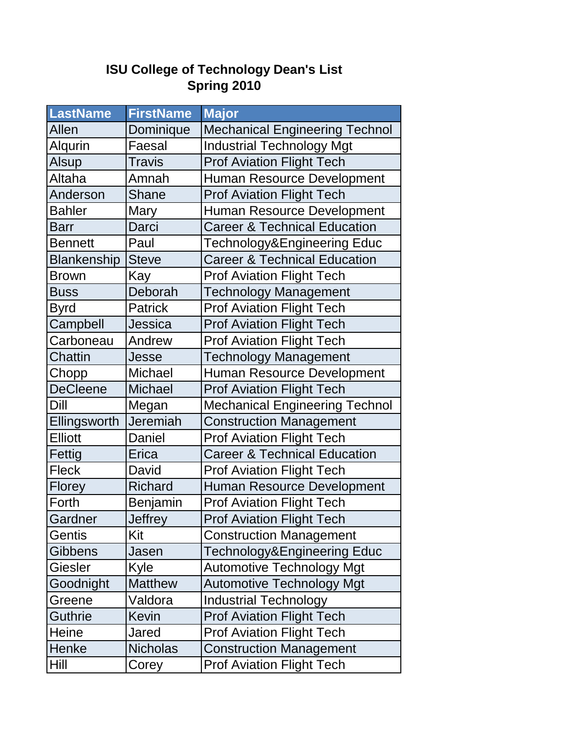# ISU College of Technology Dean's List
## Spring 2010

| LastName | FirstName | Major |
|---|---|---|
| Allen | Dominique | Mechanical Engineering Technol |
| Alqurin | Faesal | Industrial Technology Mgt |
| Alsup | Travis | Prof Aviation Flight Tech |
| Altaha | Amnah | Human Resource Development |
| Anderson | Shane | Prof Aviation Flight Tech |
| Bahler | Mary | Human Resource Development |
| Barr | Darci | Career & Technical Education |
| Bennett | Paul | Technology&Engineering Educ |
| Blankenship | Steve | Career & Technical Education |
| Brown | Kay | Prof Aviation Flight Tech |
| Buss | Deborah | Technology Management |
| Byrd | Patrick | Prof Aviation Flight Tech |
| Campbell | Jessica | Prof Aviation Flight Tech |
| Carboneau | Andrew | Prof Aviation Flight Tech |
| Chattin | Jesse | Technology Management |
| Chopp | Michael | Human Resource Development |
| DeCleene | Michael | Prof Aviation Flight Tech |
| Dill | Megan | Mechanical Engineering Technol |
| Ellingsworth | Jeremiah | Construction Management |
| Elliott | Daniel | Prof Aviation Flight Tech |
| Fettig | Erica | Career & Technical Education |
| Fleck | David | Prof Aviation Flight Tech |
| Florey | Richard | Human Resource Development |
| Forth | Benjamin | Prof Aviation Flight Tech |
| Gardner | Jeffrey | Prof Aviation Flight Tech |
| Gentis | Kit | Construction Management |
| Gibbens | Jasen | Technology&Engineering Educ |
| Giesler | Kyle | Automotive Technology Mgt |
| Goodnight | Matthew | Automotive Technology Mgt |
| Greene | Valdora | Industrial Technology |
| Guthrie | Kevin | Prof Aviation Flight Tech |
| Heine | Jared | Prof Aviation Flight Tech |
| Henke | Nicholas | Construction Management |
| Hill | Corey | Prof Aviation Flight Tech |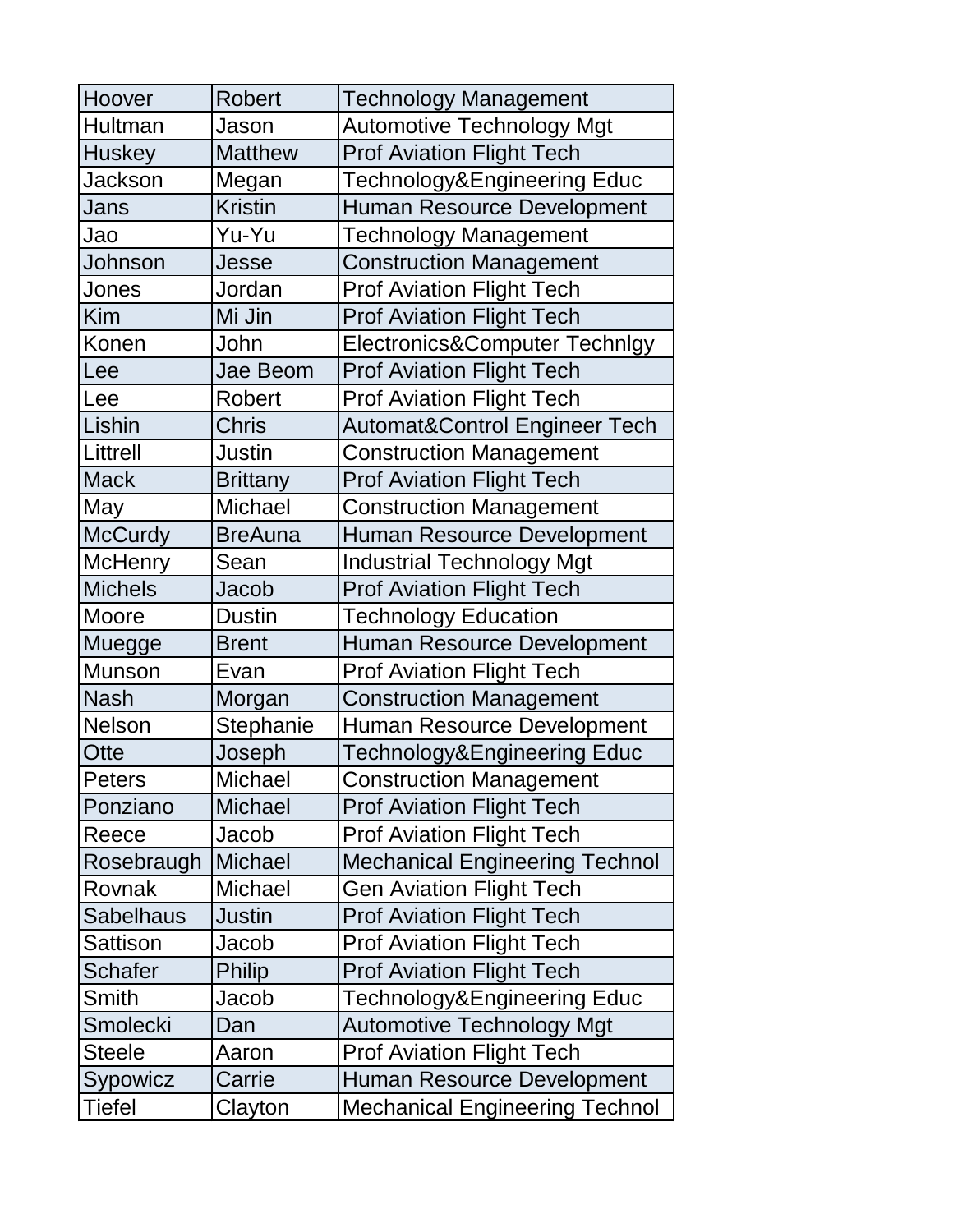| Hoover | Robert | Technology Management |
|---|---|---|
| Hultman | Jason | Automotive Technology Mgt |
| Huskey | Matthew | Prof Aviation Flight Tech |
| Jackson | Megan | Technology&Engineering Educ |
| Jans | Kristin | Human Resource Development |
| Jao | Yu-Yu | Technology Management |
| Johnson | Jesse | Construction Management |
| Jones | Jordan | Prof Aviation Flight Tech |
| Kim | Mi Jin | Prof Aviation Flight Tech |
| Konen | John | Electronics&Computer Technlgy |
| Lee | Jae Beom | Prof Aviation Flight Tech |
| Lee | Robert | Prof Aviation Flight Tech |
| Lishin | Chris | Automat&Control Engineer Tech |
| Littrell | Justin | Construction Management |
| Mack | Brittany | Prof Aviation Flight Tech |
| May | Michael | Construction Management |
| McCurdy | BreAuna | Human Resource Development |
| McHenry | Sean | Industrial Technology Mgt |
| Michels | Jacob | Prof Aviation Flight Tech |
| Moore | Dustin | Technology Education |
| Muegge | Brent | Human Resource Development |
| Munson | Evan | Prof Aviation Flight Tech |
| Nash | Morgan | Construction Management |
| Nelson | Stephanie | Human Resource Development |
| Otte | Joseph | Technology&Engineering Educ |
| Peters | Michael | Construction Management |
| Ponziano | Michael | Prof Aviation Flight Tech |
| Reece | Jacob | Prof Aviation Flight Tech |
| Rosebraugh | Michael | Mechanical Engineering Technol |
| Rovnak | Michael | Gen Aviation Flight Tech |
| Sabelhaus | Justin | Prof Aviation Flight Tech |
| Sattison | Jacob | Prof Aviation Flight Tech |
| Schafer | Philip | Prof Aviation Flight Tech |
| Smith | Jacob | Technology&Engineering Educ |
| Smolecki | Dan | Automotive Technology Mgt |
| Steele | Aaron | Prof Aviation Flight Tech |
| Sypowicz | Carrie | Human Resource Development |
| Tiefel | Clayton | Mechanical Engineering Technol |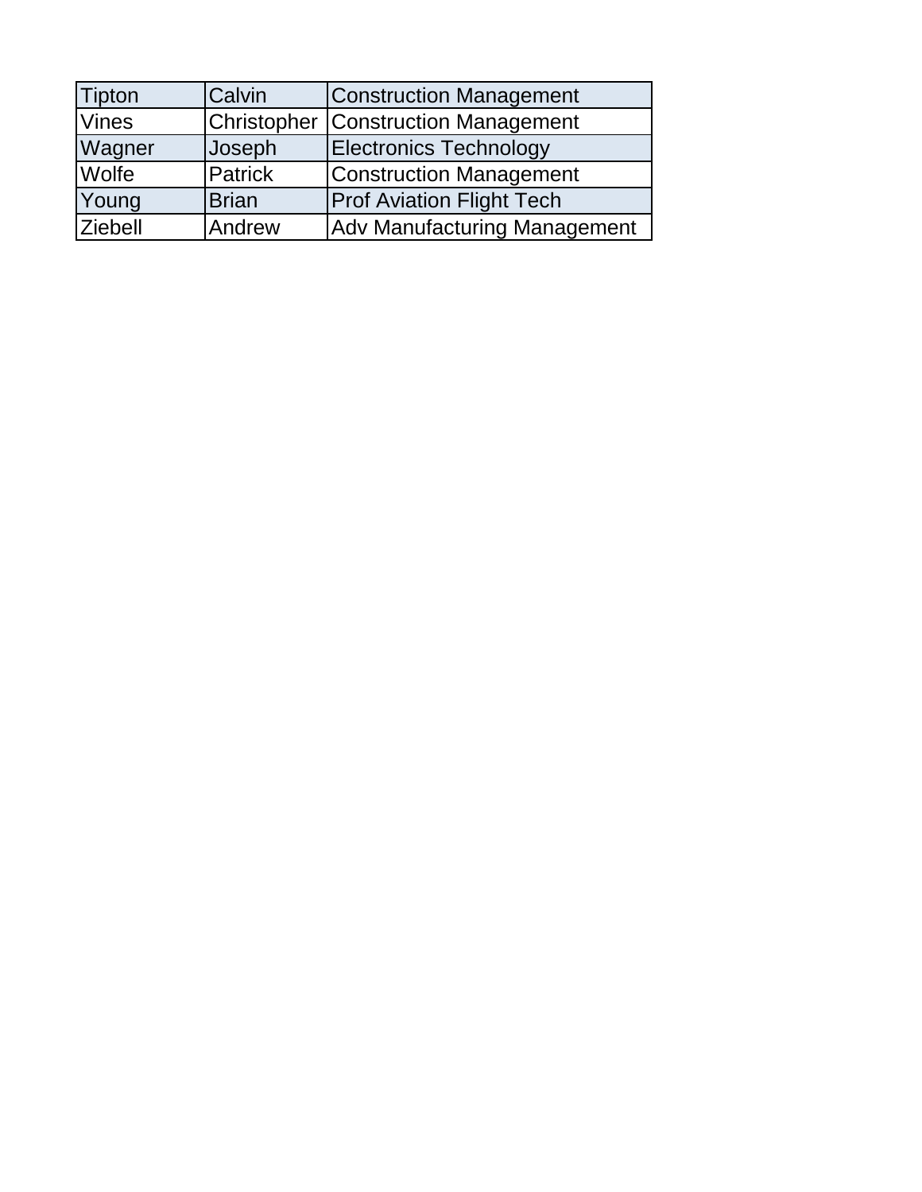| | | |
|---|---|---|
| Tipton | Calvin | Construction Management |
| Vines | Christopher | Construction Management |
| Wagner | Joseph | Electronics Technology |
| Wolfe | Patrick | Construction Management |
| Young | Brian | Prof Aviation Flight Tech |
| Ziebell | Andrew | Adv Manufacturing Management |